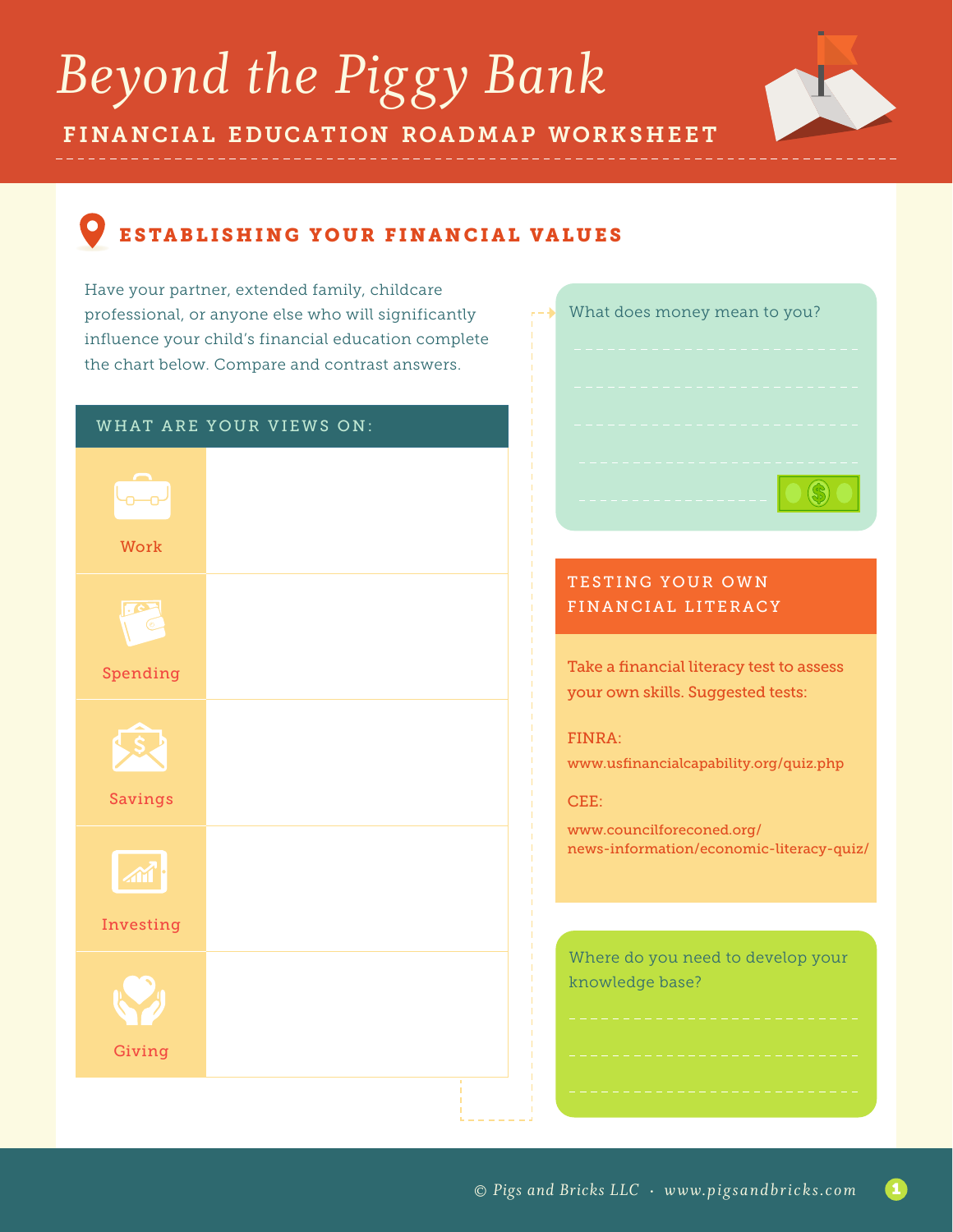# *Beyond the Piggy Bank*

## FINANCIAL EDUCATION ROADMAP WORKSHEET

### ESTABLISHING YOUR FINANCIAL VALUES

Have your partner, extended family, childcare professional, or anyone else who will significantly influence your child's financial education complete the chart below. Compare and contrast answers.

| WHAT ARE YOUR VIEWS ON: | |
|---|---|
| Work | |
| Spending | |
| Savings | |
| Investing | |
| Giving | |

What does money mean to you?

---

---

---

---

---

### TESTING YOUR OWN FINANCIAL LITERACY

Take a financial literacy test to assess your own skills. Suggested tests:

FINRA:
www.usfinancialcapability.org/quiz.php

CEE:
www.councilforeconed.org/news-information/economic-literacy-quiz/

Where do you need to develop your knowledge base?

---

---

---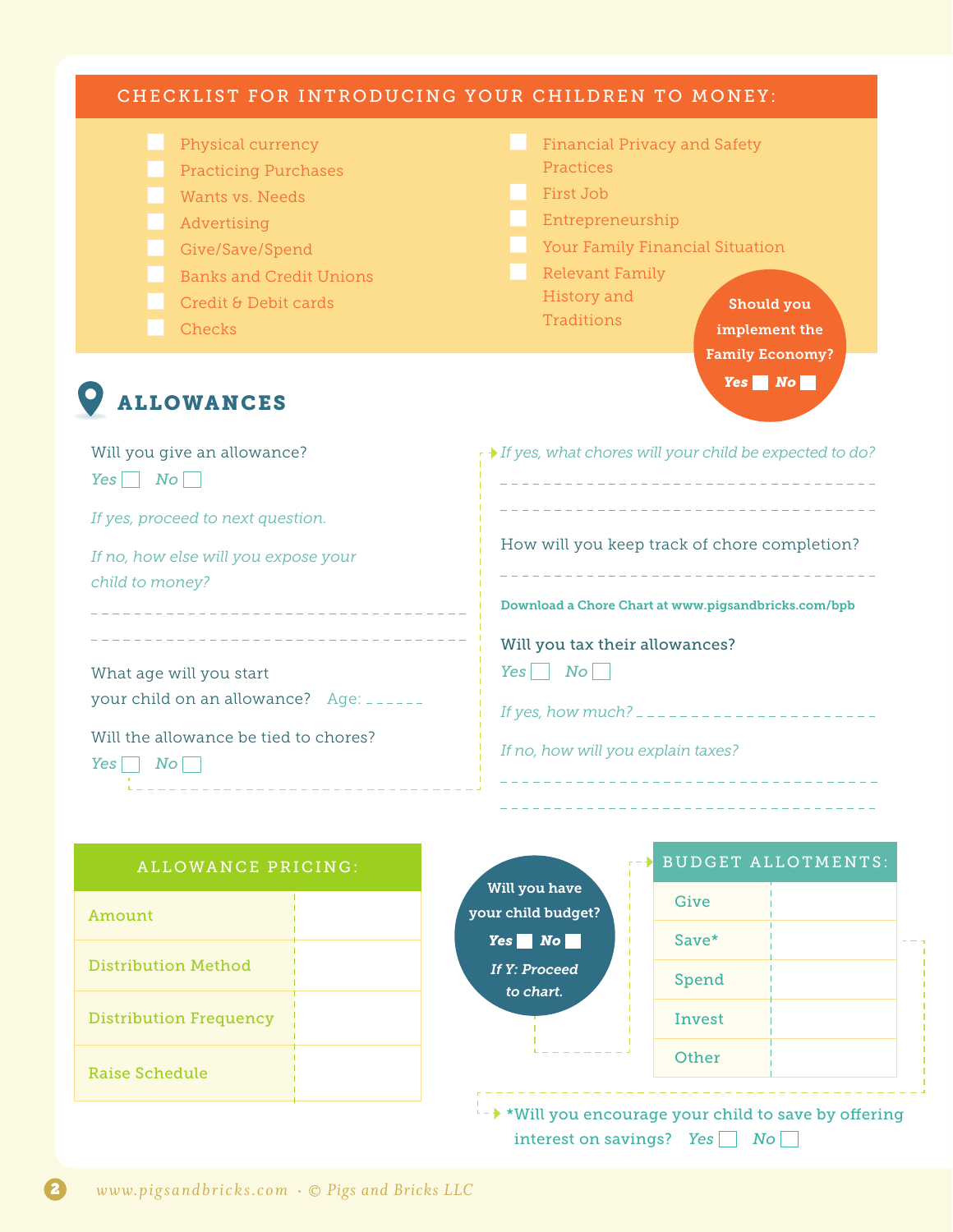## CHECKLIST FOR INTRODUCING YOUR CHILDREN TO MONEY:

- [ ] Physical currency
- [ ] Practicing Purchases
- [ ] Wants vs. Needs
- [ ] Advertising
- [ ] Give/Save/Spend
- [ ] Banks and Credit Unions
- [ ] Credit & Debit cards
- [ ] Checks
- [ ] Financial Privacy and Safety Practices
- [ ] First Job
- [ ] Entrepreneurship
- [ ] Your Family Financial Situation
- [ ] Relevant Family History and Traditions

**Should you implement the Family Economy?** ***Yes*** ☐ ***No*** ☐

## ALLOWANCES

Will you give an allowance?

*Yes* ☐ *No* ☐

*If yes, proceed to next question.*

*If no, how else will you expose your child to money?*

_______________________________________

_______________________________________

What age will you start your child on an allowance? Age: ______

Will the allowance be tied to chores?

*Yes* ☐ *No* ☐

*If yes, what chores will your child be expected to do?*

_______________________________________

_______________________________________

How will you keep track of chore completion?

_______________________________________

**Download a Chore Chart at www.pigsandbricks.com/bpb**

Will you tax their allowances?

*Yes* ☐ *No* ☐

*If yes, how much?* ______________________

*If no, how will you explain taxes?*

_______________________________________

_______________________________________

| ALLOWANCE PRICING: | |
|---|---|
| Amount | |
| Distribution Method | |
| Distribution Frequency | |
| Raise Schedule | |

**Will you have your child budget?** ***Yes*** ☐ ***No*** ☐

***If Y: Proceed to chart.***

| BUDGET ALLOTMENTS: | |
|---|---|
| Give | |
| Save* | |
| Spend | |
| Invest | |
| Other | |

*Will you encourage your child to save by offering interest on savings? *Yes* ☐ *No* ☐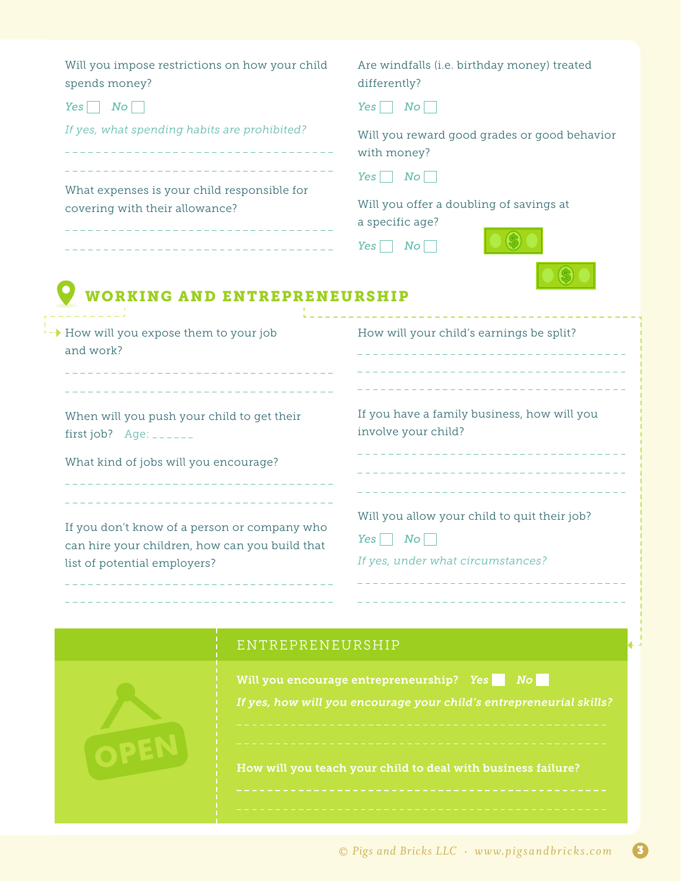Will you impose restrictions on how your child spends money?

*Yes* ☐ *No* ☐

*If yes, what spending habits are prohibited?*

_______________________________________

_______________________________________

What expenses is your child responsible for covering with their allowance?

_______________________________________

_______________________________________

Are windfalls (i.e. birthday money) treated differently?

*Yes* ☐ *No* ☐

Will you reward good grades or good behavior with money?

*Yes* ☐ *No* ☐

Will you offer a doubling of savings at a specific age?

*Yes* ☐ *No* ☐

## WORKING AND ENTREPRENEURSHIP

How will you expose them to your job and work?

_______________________________________

_______________________________________

When will you push your child to get their first job? Age: ______

What kind of jobs will you encourage?

_______________________________________

_______________________________________

If you don't know of a person or company who can hire your children, how can you build that list of potential employers?

_______________________________________

_______________________________________

How will your child's earnings be split?

_______________________________________

_______________________________________

_______________________________________

If you have a family business, how will you involve your child?

_______________________________________

_______________________________________

_______________________________________

Will you allow your child to quit their job?

*Yes* ☐ *No* ☐

*If yes, under what circumstances?*

_______________________________________

_______________________________________

### ENTREPRENEURSHIP

**Will you encourage entrepreneurship?** ***Yes*** ☐ ***No*** ☐

***If yes, how will you encourage your child's entrepreneurial skills?***

_______________________________________

_______________________________________

**How will you teach your child to deal with business failure?**

_______________________________________

_______________________________________

© Pigs and Bricks LLC · www.pigsandbricks.com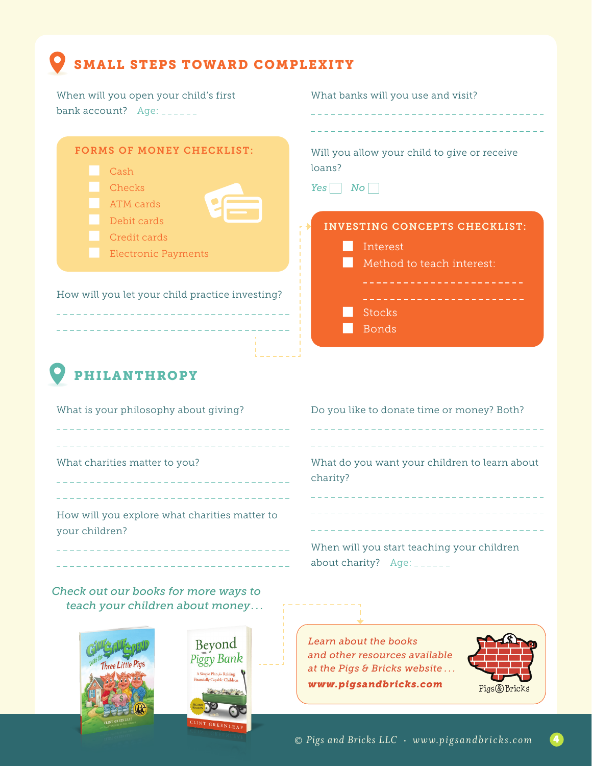## SMALL STEPS TOWARD COMPLEXITY

When will you open your child's first bank account? Age: ______

### FORMS OF MONEY CHECKLIST:

- [ ] Cash
- [ ] Checks
- [ ] ATM cards
- [ ] Debit cards
- [ ] Credit cards
- [ ] Electronic Payments

How will you let your child practice investing?

_____________________________________

_____________________________________

What banks will you use and visit?

_____________________________________

_____________________________________

Will you allow your child to give or receive loans?

*Yes* [ ] *No* [ ]

### INVESTING CONCEPTS CHECKLIST:

- [ ] Interest
- [ ] Method to teach interest:

  _________________________

  _________________________
- [ ] Stocks
- [ ] Bonds

## PHILANTHROPY

What is your philosophy about giving?

_____________________________________

_____________________________________

What charities matter to you?

_____________________________________

_____________________________________

How will you explore what charities matter to your children?

_____________________________________

_____________________________________

Do you like to donate time or money? Both?

_____________________________________

_____________________________________

What do you want your children to learn about charity?

_____________________________________

_____________________________________

_____________________________________

When will you start teaching your children about charity? Age: ______

*Check out our books for more ways to teach your children about money...*

*Learn about the books and other resources available at the Pigs & Bricks website...*

***www.pigsandbricks.com***

Pigs & Bricks

© Pigs and Bricks LLC · www.pigsandbricks.com